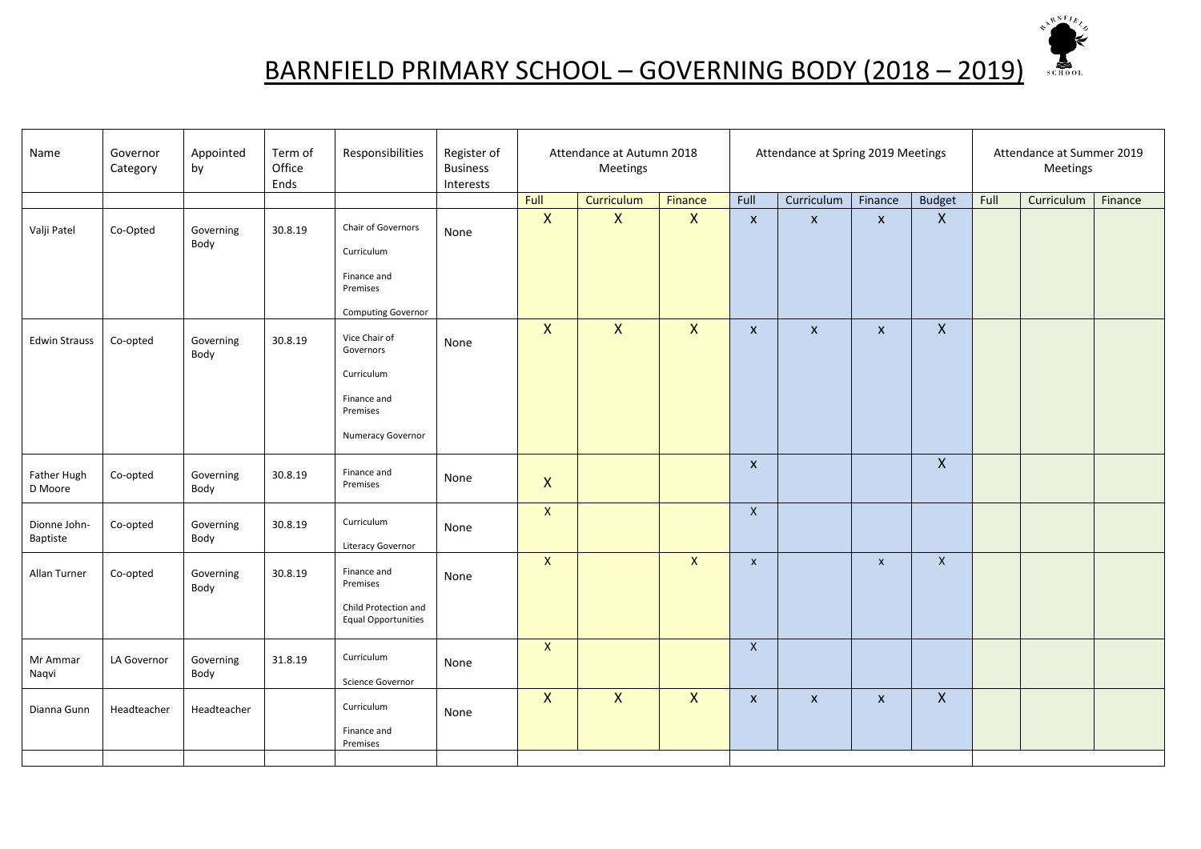# BARNFIELD PRIMARY SCHOOL – GOVERNING BODY (2018 – 2019)

| Name | Governor Category | Appointed by | Term of Office Ends | Responsibilities | Register of Business Interests | Attendance at Autumn 2018 Meetings | | | Attendance at Spring 2019 Meetings | | | | Attendance at Summer 2019 Meetings | | |
|---|---|---|---|---|---|---|---|---|---|---|---|---|---|---|---|
| | | | | | | Full | Curriculum | Finance | Full | Curriculum | Finance | Budget | Full | Curriculum | Finance |
| Valji Patel | Co-Opted | Governing Body | 30.8.19 | Chair of Governors<br>Curriculum<br>Finance and Premises<br>Computing Governor | None | X | X | X | x | x | x | X | | | |
| Edwin Strauss | Co-opted | Governing Body | 30.8.19 | Vice Chair of Governors<br>Curriculum<br>Finance and Premises<br>Numeracy Governor | None | X | X | X | x | x | x | X | | | |
| Father Hugh D Moore | Co-opted | Governing Body | 30.8.19 | Finance and Premises | None | X | | | x | | | X | | | |
| Dionne John-Baptiste | Co-opted | Governing Body | 30.8.19 | Curriculum<br>Literacy Governor | None | X | | | X | | | | | | |
| Allan Turner | Co-opted | Governing Body | 30.8.19 | Finance and Premises<br>Child Protection and Equal Opportunities | None | X | | X | x | | x | X | | | |
| Mr Ammar Naqvi | LA Governor | Governing Body | 31.8.19 | Curriculum<br>Science Governor | None | X | | | X | | | | | | |
| Dianna Gunn | Headteacher | Headteacher | | Curriculum<br>Finance and Premises | None | X | X | X | x | x | x | X | | | |
| | | | | | | | | | | | | | | | |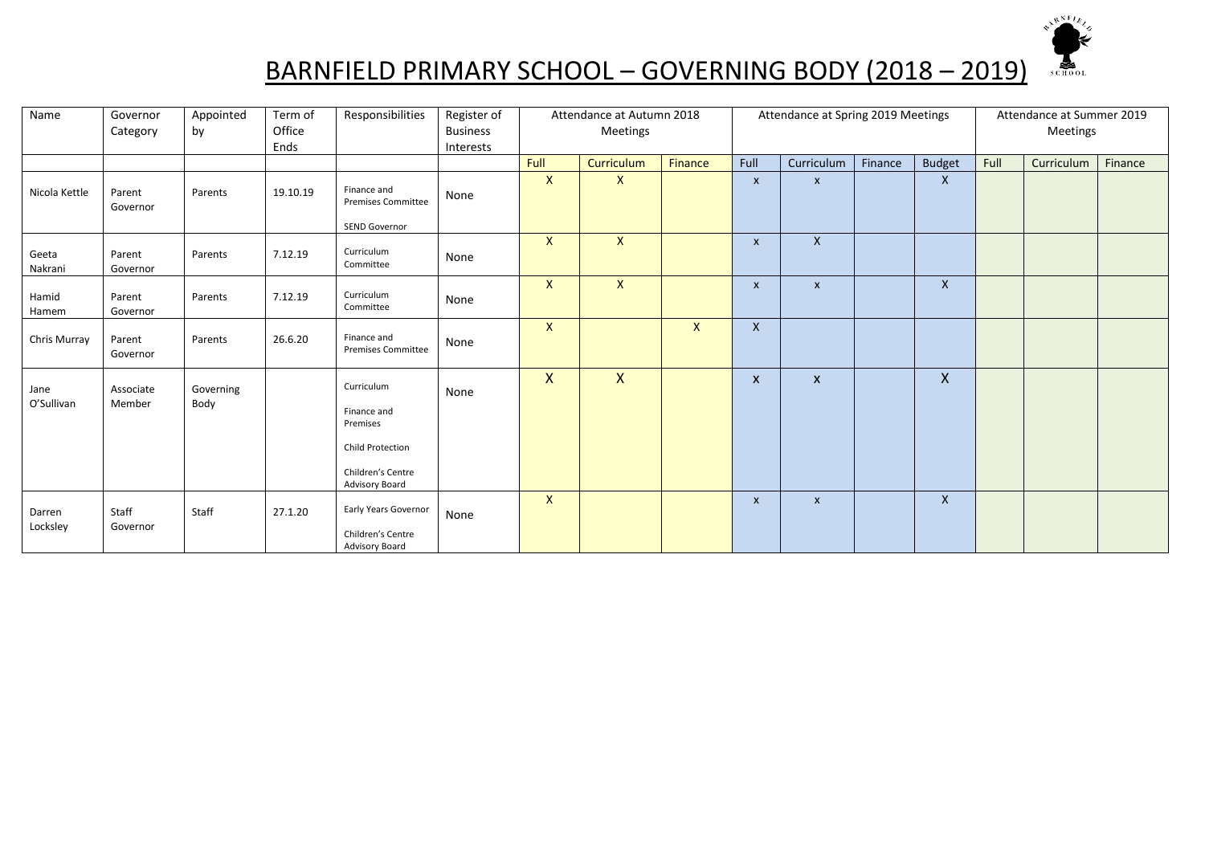# BARNFIELD PRIMARY SCHOOL – GOVERNING BODY (2018 – 2019)

| Name | Governor Category | Appointed by | Term of Office Ends | Responsibilities | Register of Business Interests | Attendance at Autumn 2018 Meetings | | | Attendance at Spring 2019 Meetings | | | | Attendance at Summer 2019 Meetings | | |
|---|---|---|---|---|---|---|---|---|---|---|---|---|---|---|---|
| | | | | | | Full | Curriculum | Finance | Full | Curriculum | Finance | Budget | Full | Curriculum | Finance |
| Nicola Kettle | Parent Governor | Parents | 19.10.19 | Finance and Premises Committee<br><br>SEND Governor | None | X | X | | x | x | | X | | | |
| Geeta Nakrani | Parent Governor | Parents | 7.12.19 | Curriculum Committee | None | X | X | | x | X | | | | | |
| Hamid Hamem | Parent Governor | Parents | 7.12.19 | Curriculum Committee | None | X | X | | x | x | | X | | | |
| Chris Murray | Parent Governor | Parents | 26.6.20 | Finance and Premises Committee | None | X | | X | X | | | | | | |
| Jane O'Sullivan | Associate Member | Governing Body | | Curriculum<br><br>Finance and Premises<br><br>Child Protection<br><br>Children's Centre Advisory Board | None | X | X | | x | x | | X | | | |
| Darren Locksley | Staff Governor | Staff | 27.1.20 | Early Years Governor<br><br>Children's Centre Advisory Board | None | X | | | x | x | | X | | | |